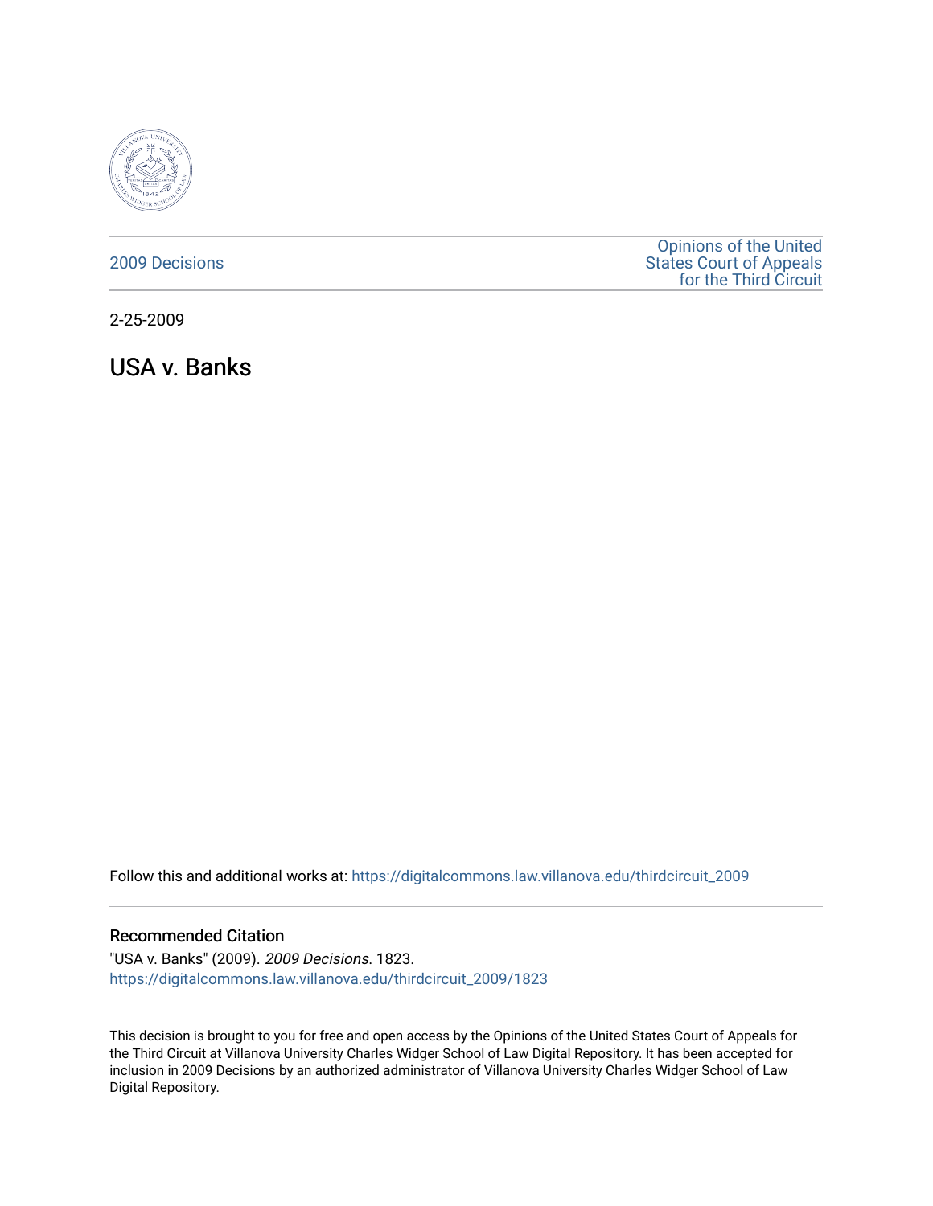2009 Decisions

Opinions of the United States Court of Appeals for the Third Circuit

2-25-2009

# USA v. Banks

Follow this and additional works at: https://digitalcommons.law.villanova.edu/thirdcircuit_2009

## Recommended Citation

"USA v. Banks" (2009). *2009 Decisions*. 1823.
https://digitalcommons.law.villanova.edu/thirdcircuit_2009/1823

This decision is brought to you for free and open access by the Opinions of the United States Court of Appeals for the Third Circuit at Villanova University Charles Widger School of Law Digital Repository. It has been accepted for inclusion in 2009 Decisions by an authorized administrator of Villanova University Charles Widger School of Law Digital Repository.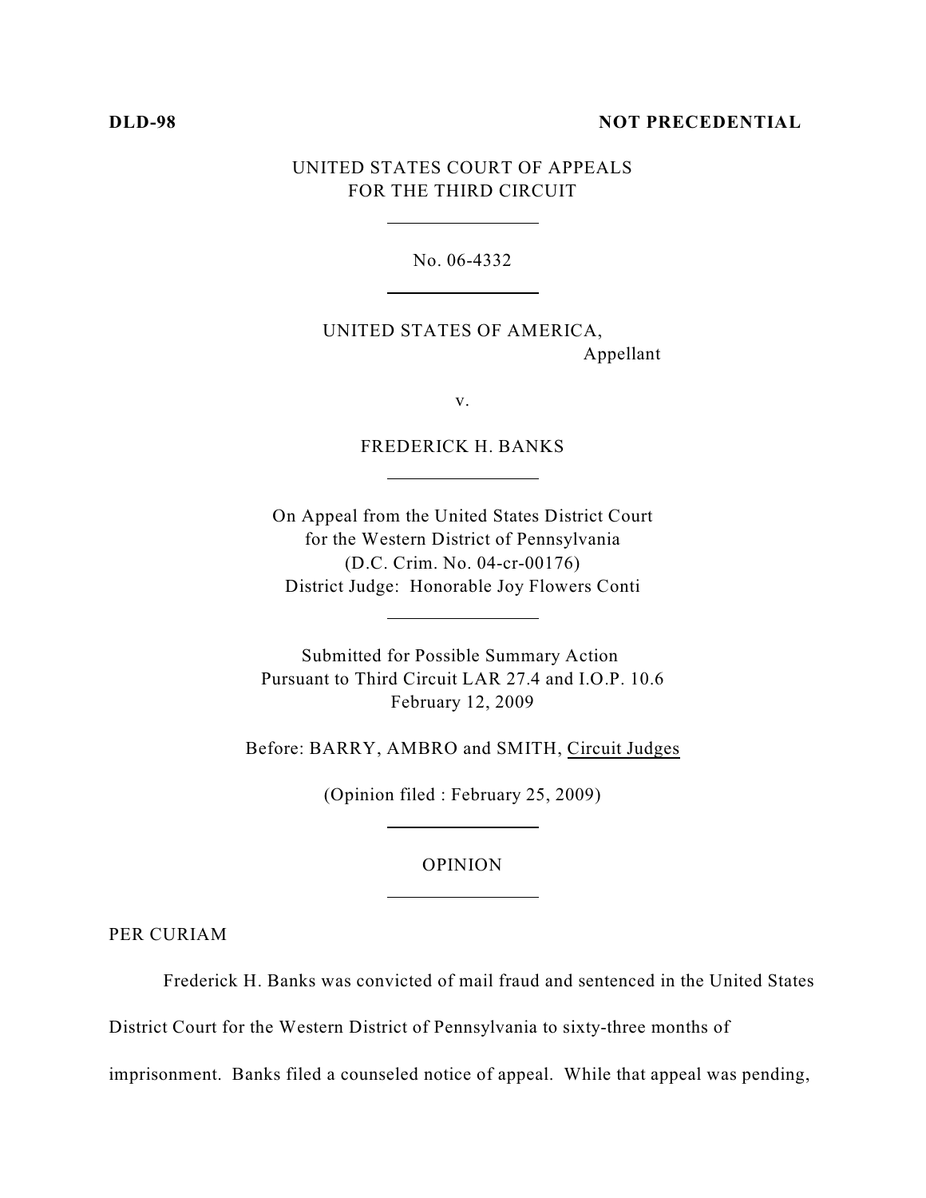**DLD-98** **NOT PRECEDENTIAL**

UNITED STATES COURT OF APPEALS
FOR THE THIRD CIRCUIT

No. 06-4332

UNITED STATES OF AMERICA,
Appellant

v.

FREDERICK H. BANKS

On Appeal from the United States District Court
for the Western District of Pennsylvania
(D.C. Crim. No. 04-cr-00176)
District Judge: Honorable Joy Flowers Conti

Submitted for Possible Summary Action
Pursuant to Third Circuit LAR 27.4 and I.O.P. 10.6
February 12, 2009

Before: BARRY, AMBRO and SMITH, Circuit Judges

(Opinion filed : February 25, 2009)

OPINION

PER CURIAM

Frederick H. Banks was convicted of mail fraud and sentenced in the United States District Court for the Western District of Pennsylvania to sixty-three months of imprisonment. Banks filed a counseled notice of appeal. While that appeal was pending,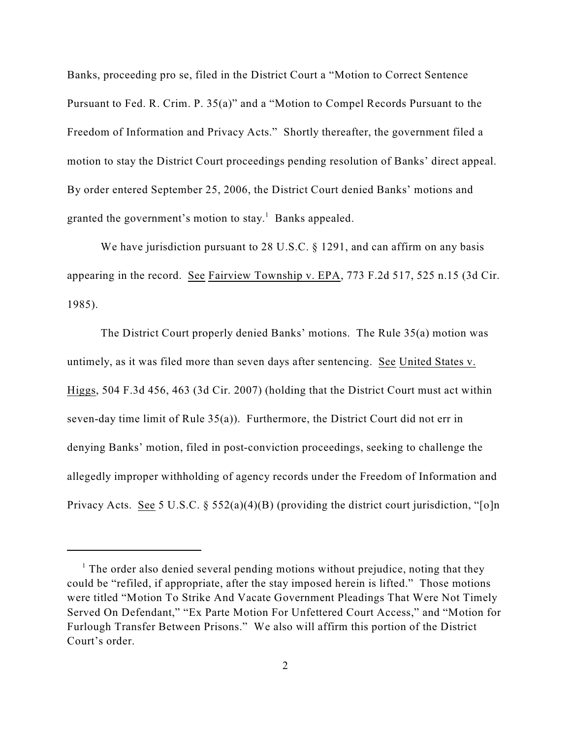Banks, proceeding pro se, filed in the District Court a "Motion to Correct Sentence Pursuant to Fed. R. Crim. P. 35(a)" and a "Motion to Compel Records Pursuant to the Freedom of Information and Privacy Acts." Shortly thereafter, the government filed a motion to stay the District Court proceedings pending resolution of Banks' direct appeal. By order entered September 25, 2006, the District Court denied Banks' motions and granted the government's motion to stay.[1] Banks appealed.

We have jurisdiction pursuant to 28 U.S.C. § 1291, and can affirm on any basis appearing in the record. See Fairview Township v. EPA, 773 F.2d 517, 525 n.15 (3d Cir. 1985).

The District Court properly denied Banks' motions. The Rule 35(a) motion was untimely, as it was filed more than seven days after sentencing. See United States v. Higgs, 504 F.3d 456, 463 (3d Cir. 2007) (holding that the District Court must act within seven-day time limit of Rule 35(a)). Furthermore, the District Court did not err in denying Banks' motion, filed in post-conviction proceedings, seeking to challenge the allegedly improper withholding of agency records under the Freedom of Information and Privacy Acts. See 5 U.S.C. § 552(a)(4)(B) (providing the district court jurisdiction, "[o]n

---

[1] The order also denied several pending motions without prejudice, noting that they could be "refiled, if appropriate, after the stay imposed herein is lifted." Those motions were titled "Motion To Strike And Vacate Government Pleadings That Were Not Timely Served On Defendant," "Ex Parte Motion For Unfettered Court Access," and "Motion for Furlough Transfer Between Prisons." We also will affirm this portion of the District Court's order.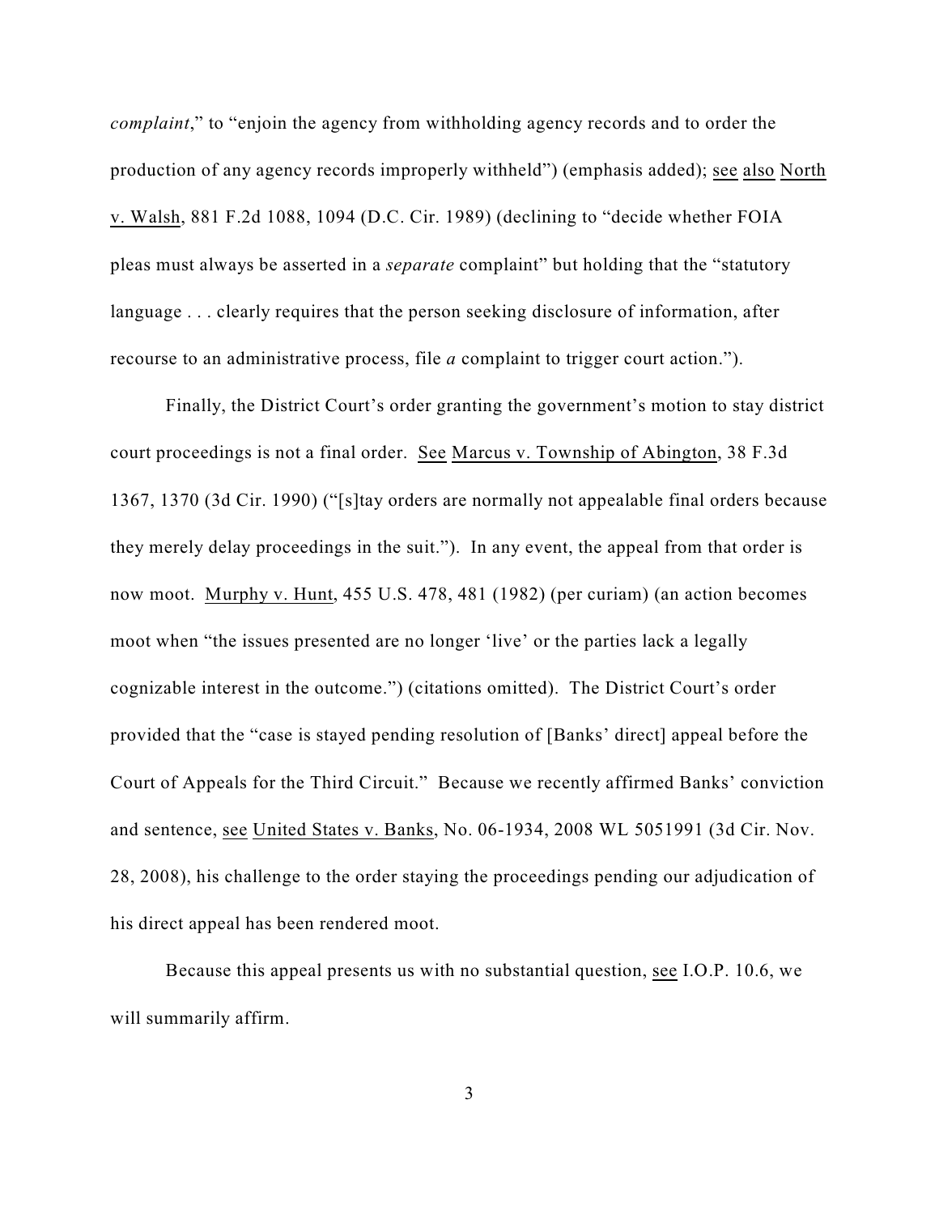*complaint*," to "enjoin the agency from withholding agency records and to order the production of any agency records improperly withheld") (emphasis added); see also North v. Walsh, 881 F.2d 1088, 1094 (D.C. Cir. 1989) (declining to "decide whether FOIA pleas must always be asserted in a *separate* complaint" but holding that the "statutory language . . . clearly requires that the person seeking disclosure of information, after recourse to an administrative process, file *a* complaint to trigger court action.").

Finally, the District Court's order granting the government's motion to stay district court proceedings is not a final order. See Marcus v. Township of Abington, 38 F.3d 1367, 1370 (3d Cir. 1990) ("[s]tay orders are normally not appealable final orders because they merely delay proceedings in the suit."). In any event, the appeal from that order is now moot. Murphy v. Hunt, 455 U.S. 478, 481 (1982) (per curiam) (an action becomes moot when "the issues presented are no longer 'live' or the parties lack a legally cognizable interest in the outcome.") (citations omitted). The District Court's order provided that the "case is stayed pending resolution of [Banks' direct] appeal before the Court of Appeals for the Third Circuit." Because we recently affirmed Banks' conviction and sentence, see United States v. Banks, No. 06-1934, 2008 WL 5051991 (3d Cir. Nov. 28, 2008), his challenge to the order staying the proceedings pending our adjudication of his direct appeal has been rendered moot.

Because this appeal presents us with no substantial question, see I.O.P. 10.6, we will summarily affirm.